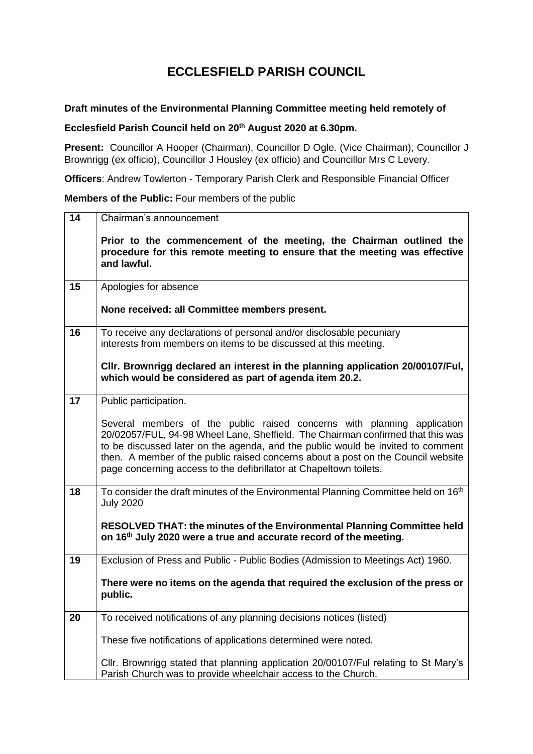# ECCLESFIELD PARISH COUNCIL

**Draft minutes of the Environmental Planning Committee meeting held remotely of**

**Ecclesfield Parish Council held on 20th August 2020 at 6.30pm.**

**Present:** Councillor A Hooper (Chairman), Councillor D Ogle. (Vice Chairman), Councillor J Brownrigg (ex officio), Councillor J Housley (ex officio) and Councillor Mrs C Levery.

**Officers**: Andrew Towlerton - Temporary Parish Clerk and Responsible Financial Officer

**Members of the Public:** Four members of the public

| | |
|---|---|
| **14** | Chairman's announcement<br><br>**Prior to the commencement of the meeting, the Chairman outlined the procedure for this remote meeting to ensure that the meeting was effective and lawful.** |
| **15** | Apologies for absence<br><br>**None received: all Committee members present.** |
| **16** | To receive any declarations of personal and/or disclosable pecuniary interests from members on items to be discussed at this meeting.<br><br>**Cllr. Brownrigg declared an interest in the planning application 20/00107/Ful, which would be considered as part of agenda item 20.2.** |
| **17** | Public participation.<br><br>Several members of the public raised concerns with planning application 20/02057/FUL, 94-98 Wheel Lane, Sheffield. The Chairman confirmed that this was to be discussed later on the agenda, and the public would be invited to comment then. A member of the public raised concerns about a post on the Council website page concerning access to the defibrillator at Chapeltown toilets. |
| **18** | To consider the draft minutes of the Environmental Planning Committee held on 16th July 2020<br><br>**RESOLVED THAT: the minutes of the Environmental Planning Committee held on 16th July 2020 were a true and accurate record of the meeting.** |
| **19** | Exclusion of Press and Public - Public Bodies (Admission to Meetings Act) 1960.<br><br>**There were no items on the agenda that required the exclusion of the press or public.** |
| **20** | To received notifications of any planning decisions notices (listed)<br><br>These five notifications of applications determined were noted.<br><br>Cllr. Brownrigg stated that planning application 20/00107/Ful relating to St Mary's Parish Church was to provide wheelchair access to the Church. |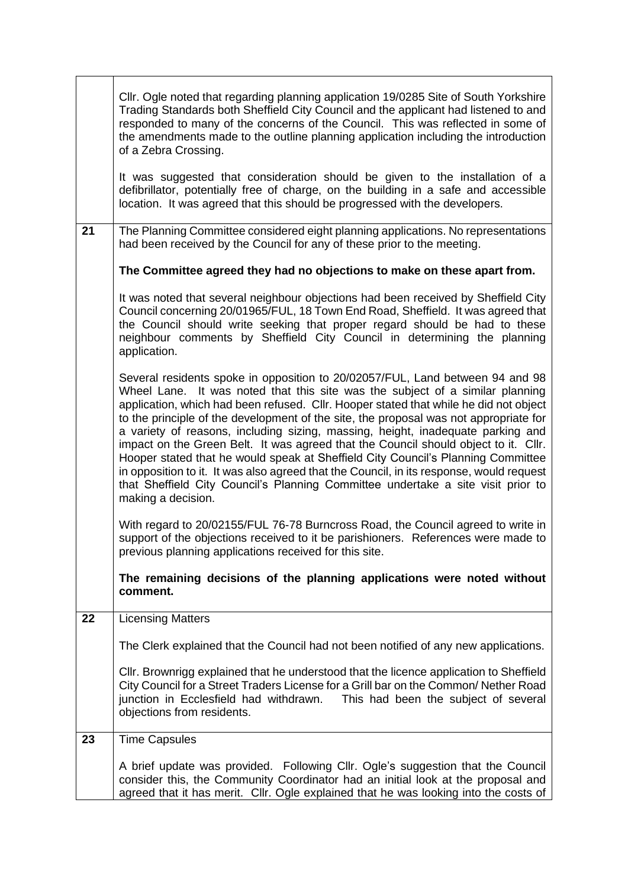| | |
|---|---|
| | Cllr. Ogle noted that regarding planning application 19/0285 Site of South Yorkshire Trading Standards both Sheffield City Council and the applicant had listened to and responded to many of the concerns of the Council. This was reflected in some of the amendments made to the outline planning application including the introduction of a Zebra Crossing.<br><br>It was suggested that consideration should be given to the installation of a defibrillator, potentially free of charge, on the building in a safe and accessible location. It was agreed that this should be progressed with the developers. |
| **21** | The Planning Committee considered eight planning applications. No representations had been received by the Council for any of these prior to the meeting.<br><br>**The Committee agreed they had no objections to make on these apart from.**<br><br>It was noted that several neighbour objections had been received by Sheffield City Council concerning 20/01965/FUL, 18 Town End Road, Sheffield. It was agreed that the Council should write seeking that proper regard should be had to these neighbour comments by Sheffield City Council in determining the planning application.<br><br>Several residents spoke in opposition to 20/02057/FUL, Land between 94 and 98 Wheel Lane. It was noted that this site was the subject of a similar planning application, which had been refused. Cllr. Hooper stated that while he did not object to the principle of the development of the site, the proposal was not appropriate for a variety of reasons, including sizing, massing, height, inadequate parking and impact on the Green Belt. It was agreed that the Council should object to it. Cllr. Hooper stated that he would speak at Sheffield City Council's Planning Committee in opposition to it. It was also agreed that the Council, in its response, would request that Sheffield City Council's Planning Committee undertake a site visit prior to making a decision.<br><br>With regard to 20/02155/FUL 76-78 Burncross Road, the Council agreed to write in support of the objections received to it be parishioners. References were made to previous planning applications received for this site.<br><br>**The remaining decisions of the planning applications were noted without comment.** |
| **22** | Licensing Matters<br><br>The Clerk explained that the Council had not been notified of any new applications.<br><br>Cllr. Brownrigg explained that he understood that the licence application to Sheffield City Council for a Street Traders License for a Grill bar on the Common/ Nether Road junction in Ecclesfield had withdrawn. This had been the subject of several objections from residents. |
| **23** | Time Capsules<br><br>A brief update was provided. Following Cllr. Ogle's suggestion that the Council consider this, the Community Coordinator had an initial look at the proposal and agreed that it has merit. Cllr. Ogle explained that he was looking into the costs of |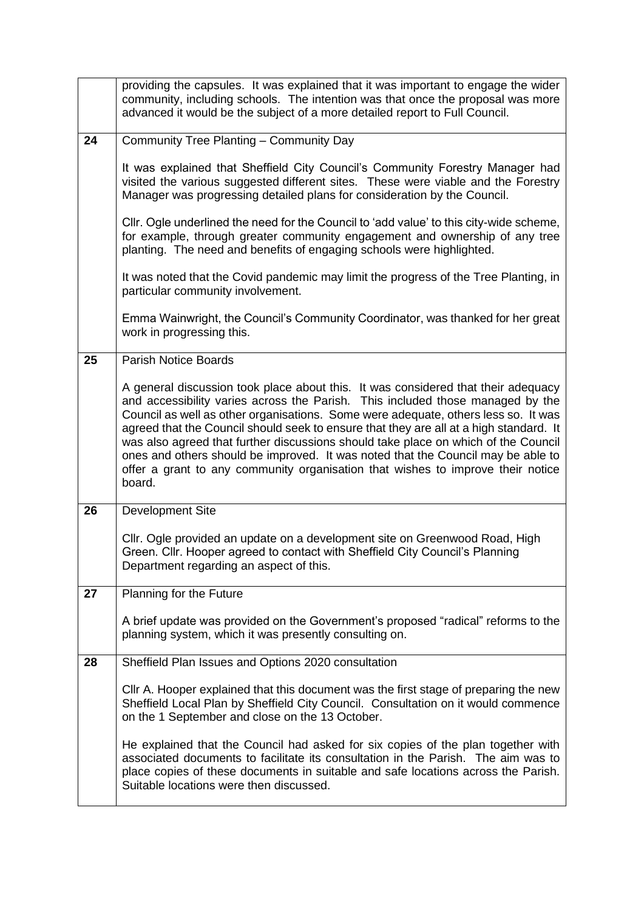| | |
|---|---|
| | providing the capsules. It was explained that it was important to engage the wider community, including schools. The intention was that once the proposal was more advanced it would be the subject of a more detailed report to Full Council. |
| **24** | Community Tree Planting – Community Day<br><br>It was explained that Sheffield City Council's Community Forestry Manager had visited the various suggested different sites. These were viable and the Forestry Manager was progressing detailed plans for consideration by the Council.<br><br>Cllr. Ogle underlined the need for the Council to 'add value' to this city-wide scheme, for example, through greater community engagement and ownership of any tree planting. The need and benefits of engaging schools were highlighted.<br><br>It was noted that the Covid pandemic may limit the progress of the Tree Planting, in particular community involvement.<br><br>Emma Wainwright, the Council's Community Coordinator, was thanked for her great work in progressing this. |
| **25** | Parish Notice Boards<br><br>A general discussion took place about this. It was considered that their adequacy and accessibility varies across the Parish. This included those managed by the Council as well as other organisations. Some were adequate, others less so. It was agreed that the Council should seek to ensure that they are all at a high standard. It was also agreed that further discussions should take place on which of the Council ones and others should be improved. It was noted that the Council may be able to offer a grant to any community organisation that wishes to improve their notice board. |
| **26** | Development Site<br><br>Cllr. Ogle provided an update on a development site on Greenwood Road, High Green. Cllr. Hooper agreed to contact with Sheffield City Council's Planning Department regarding an aspect of this. |
| **27** | Planning for the Future<br><br>A brief update was provided on the Government's proposed "radical" reforms to the planning system, which it was presently consulting on. |
| **28** | Sheffield Plan Issues and Options 2020 consultation<br><br>Cllr A. Hooper explained that this document was the first stage of preparing the new Sheffield Local Plan by Sheffield City Council. Consultation on it would commence on the 1 September and close on the 13 October.<br><br>He explained that the Council had asked for six copies of the plan together with associated documents to facilitate its consultation in the Parish. The aim was to place copies of these documents in suitable and safe locations across the Parish. Suitable locations were then discussed. |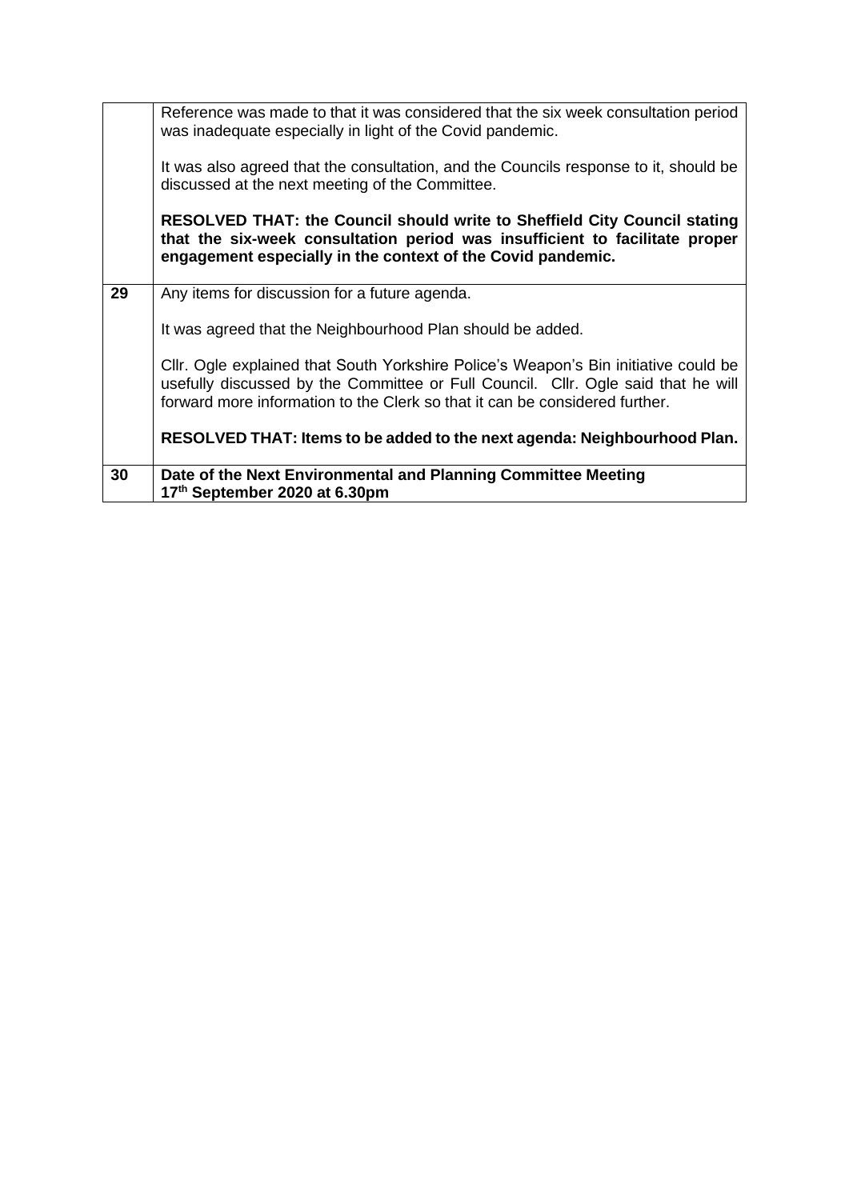| | |
|---|---|
| | Reference was made to that it was considered that the six week consultation period was inadequate especially in light of the Covid pandemic.<br><br>It was also agreed that the consultation, and the Councils response to it, should be discussed at the next meeting of the Committee.<br><br>**RESOLVED THAT: the Council should write to Sheffield City Council stating that the six-week consultation period was insufficient to facilitate proper engagement especially in the context of the Covid pandemic.** |
| **29** | Any items for discussion for a future agenda.<br><br>It was agreed that the Neighbourhood Plan should be added.<br><br>Cllr. Ogle explained that South Yorkshire Police's Weapon's Bin initiative could be usefully discussed by the Committee or Full Council. Cllr. Ogle said that he will forward more information to the Clerk so that it can be considered further.<br><br>**RESOLVED THAT: Items to be added to the next agenda: Neighbourhood Plan.** |
| **30** | **Date of the Next Environmental and Planning Committee Meeting**<br>**17th September 2020 at 6.30pm** |